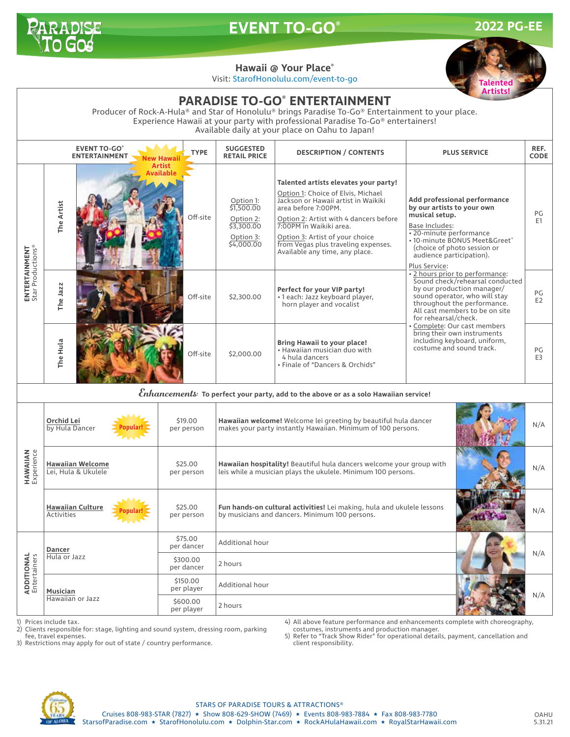# EVENT TO-GO®

**2022 PG-EE**

**Hawaii @ Your Place®**
Visit: StarofHonolulu.com/event-to-go

Talented Artists!

## PARADISE TO-GO® ENTERTAINMENT

Producer of Rock-A-Hula® and Star of Honolulu® brings Paradise To-Go® Entertainment to your place.
Experience Hawaii at your party with professional Paradise To-Go® entertainers!
Available daily at your place on Oahu to Japan!

| | EVENT TO-GO® ENTERTAINMENT | TYPE | SUGGESTED RETAIL PRICE | DESCRIPTION / CONTENTS | PLUS SERVICE | REF. CODE |
|---|---|---|---|---|---|---|
| ENTERTAINMENT Star Productions® | The Artist (New Hawaii Artist Available) | Off-site | Option 1: $1,500.00<br>Option 2: $3,300.00<br>Option 3: $4,000.00 | **Talented artists elevates your party!**<br>Option 1: Choice of Elvis, Michael Jackson or Hawaii artist in Waikiki area before 7:00PM.<br>Option 2: Artist with 4 dancers before 7:00PM in Waikiki area.<br>Option 3: Artist of your choice from Vegas plus traveling expenses. Available any time, any place. | **Add professional performance by our artists to your own musical setup.**<br>Base Includes:<br>• 20-minute performance<br>• 10-minute BONUS Meet&Greet® (choice of photo session or audience participation).<br>Plus Service:<br>• 2 hours prior to performance: Sound check/rehearsal conducted by our production manager/ sound operator, who will stay throughout the performance. All cast members to be on site for rehearsal/check.<br>• Complete: Our cast members bring their own instruments including keyboard, uniform, costume and sound track. | PG E1 |
| | The Jazz | Off-site | $2,300.00 | **Perfect for your VIP party!**<br>• 1 each: Jazz keyboard player, horn player and vocalist | | PG E2 |
| | The Hula | Off-site | $2,000.00 | **Bring Hawaii to your place!**<br>• Hawaiian musician duo with 4 hula dancers<br>• Finale of "Dancers & Orchids" | | PG E3 |

*Enhancements:* **To perfect your party, add to the above or as a solo Hawaiian service!**

| | Enhancement | Price | Description | REF. CODE |
|---|---|---|---|---|
| HAWAIIAN Experience | **Orchid Lei** by Hula Dancer (Popular!) | $19.00 per person | **Hawaiian welcome!** Welcome lei greeting by beautiful hula dancer makes your party instantly Hawaiian. Minimum of 100 persons. | N/A |
| | **Hawaiian Welcome** Lei, Hula & Ukulele | $25.00 per person | **Hawaiian hospitality!** Beautiful hula dancers welcome your group with leis while a musician plays the ukulele. Minimum 100 persons. | N/A |
| | **Hawaiian Culture** Activities (Popular!) | $25.00 per person | **Fun hands-on cultural activities!** Lei making, hula and ukulele lessons by musicians and dancers. Minimum 100 persons. | N/A |
| ADDITIONAL Entertainers | **Dancer** Hula or Jazz | $75.00 per dancer | Additional hour | N/A |
| | | $300.00 per dancer | 2 hours | |
| | **Musician** Hawaiian or Jazz | $150.00 per player | Additional hour | N/A |
| | | $600.00 per player | 2 hours | |

1) Prices include tax.
2) Clients responsible for: stage, lighting and sound system, dressing room, parking fee, travel expenses.
3) Restrictions may apply for out of state / country performance.
4) All above feature performance and enhancements complete with choreography, costumes, instruments and production manager.
5) Refer to "Track Show Rider" for operational details, payment, cancellation and client responsibility.

STARS OF PARADISE TOURS & ATTRACTIONS®
Cruises 808-983-STAR (7827) ★ Show 808-629-SHOW (7469) ★ Events 808-983-7884 ★ Fax 808-983-7780
StarsofParadise.com ★ StarofHonolulu.com ★ Dolphin-Star.com ★ RockAHulaHawaii.com ★ RoyalStarHawaii.com

OAHU 5.31.21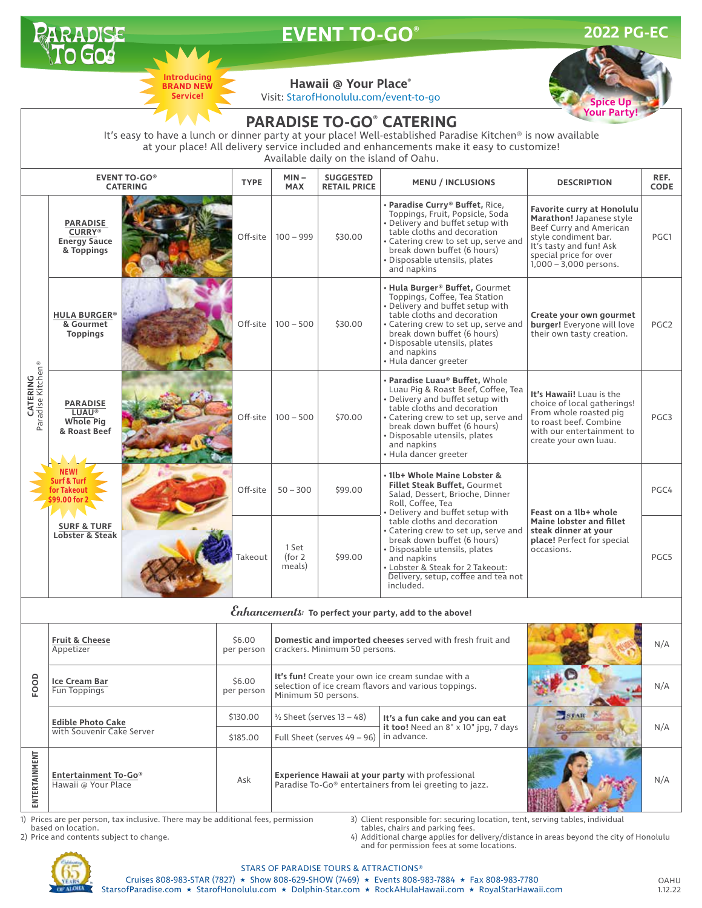# EVENT TO-GO®

**2022 PG-EC**

Introducing BRAND NEW Service!

**Hawaii @ Your Place®**
Visit: StarofHonolulu.com/event-to-go

Spice Up Your Party!

## PARADISE TO-GO® CATERING

It's easy to have a lunch or dinner party at your place! Well-established Paradise Kitchen® is now available at your place! All delivery service included and enhancements make it easy to customize! Available daily on the island of Oahu.

| EVENT TO-GO® CATERING | | TYPE | MIN – MAX | SUGGESTED RETAIL PRICE | MENU / INCLUSIONS | DESCRIPTION | REF. CODE |
|---|---|---|---|---|---|---|---|
| CATERING Paradise Kitchen® | **PARADISE CURRY®** Energy Sauce & Toppings | Off-site | 100 – 999 | $30.00 | • **Paradise Curry® Buffet,** Rice, Toppings, Fruit, Popsicle, Soda • Delivery and buffet setup with table cloths and decoration • Catering crew to set up, serve and break down buffet (6 hours) • Disposable utensils, plates and napkins | **Favorite curry at Honolulu Marathon!** Japanese style Beef Curry and American style condiment bar. It's tasty and fun! Ask special price for over 1,000 – 3,000 persons. | PGC1 |
| | **HULA BURGER®** & Gourmet Toppings | Off-site | 100 – 500 | $30.00 | • **Hula Burger® Buffet,** Gourmet Toppings, Coffee, Tea Station • Delivery and buffet setup with table cloths and decoration • Catering crew to set up, serve and break down buffet (6 hours) • Disposable utensils, plates and napkins • Hula dancer greeter | **Create your own gourmet burger!** Everyone will love their own tasty creation. | PGC2 |
| | **PARADISE LUAU®** Whole Pig & Roast Beef | Off-site | 100 – 500 | $70.00 | • **Paradise Luau® Buffet,** Whole Luau Pig & Roast Beef, Coffee, Tea • Delivery and buffet setup with table cloths and decoration • Catering crew to set up, serve and break down buffet (6 hours) • Disposable utensils, plates and napkins • Hula dancer greeter | **It's Hawaii!** Luau is the choice of local gatherings! From whole roasted pig to roast beef. Combine with our entertainment to create your own luau. | PGC3 |
| | NEW! Surf & Turf for Takeout $99.00 for 2 **SURF & TURF** Lobster & Steak | Off-site | 50 – 300 | $99.00 | • **1lb+ Whole Maine Lobster & Fillet Steak Buffet,** Gourmet Salad, Dessert, Brioche, Dinner Roll, Coffee, Tea • Delivery and buffet setup with table cloths and decoration • Catering crew to set up, serve and break down buffet (6 hours) • Disposable utensils, plates and napkins • Lobster & Steak for 2 Takeout: Delivery, setup, coffee and tea not included. | **Feast on a 1lb+ whole Maine lobster and fillet steak dinner at your place!** Perfect for special occasions. | PGC4 |
| | | Takeout | 1 Set (for 2 meals) | $99.00 | | | PGC5 |

### *Enhancements:* To perfect your party, add to the above!

| | | | | | |
|---|---|---|---|---|---|
| FOOD | **Fruit & Cheese** Appetizer | $6.00 per person | **Domestic and imported cheeses** served with fresh fruit and crackers. Minimum 50 persons. | | N/A |
| | **Ice Cream Bar** Fun Toppings | $6.00 per person | **It's fun!** Create your own ice cream sundae with a selection of ice cream flavors and various toppings. Minimum 50 persons. | | N/A |
| | **Edible Photo Cake** with Souvenir Cake Server | $130.00 | ½ Sheet (serves 13 – 48) | **It's a fun cake and you can eat it too!** Need an 8" x 10" jpg, 7 days in advance. | N/A |
| | | $185.00 | Full Sheet (serves 49 – 96) | | |
| ENTERTAINMENT | **Entertainment To-Go®** Hawaii @ Your Place | Ask | **Experience Hawaii at your party** with professional Paradise To-Go® entertainers from lei greeting to jazz. | | N/A |

1) Prices are per person, tax inclusive. There may be additional fees, permission based on location.
2) Price and contents subject to change.
3) Client responsible for: securing location, tent, serving tables, individual tables, chairs and parking fees.
4) Additional charge applies for delivery/distance in areas beyond the city of Honolulu and for permission fees at some locations.

STARS OF PARADISE TOURS & ATTRACTIONS®
Cruises 808-983-STAR (7827) ★ Show 808-629-SHOW (7469) ★ Events 808-983-7884 ★ Fax 808-983-7780
StarsofParadise.com ★ StarofHonolulu.com ★ Dolphin-Star.com ★ RockAHulaHawaii.com ★ RoyalStarHawaii.com

OAHU 1.12.22